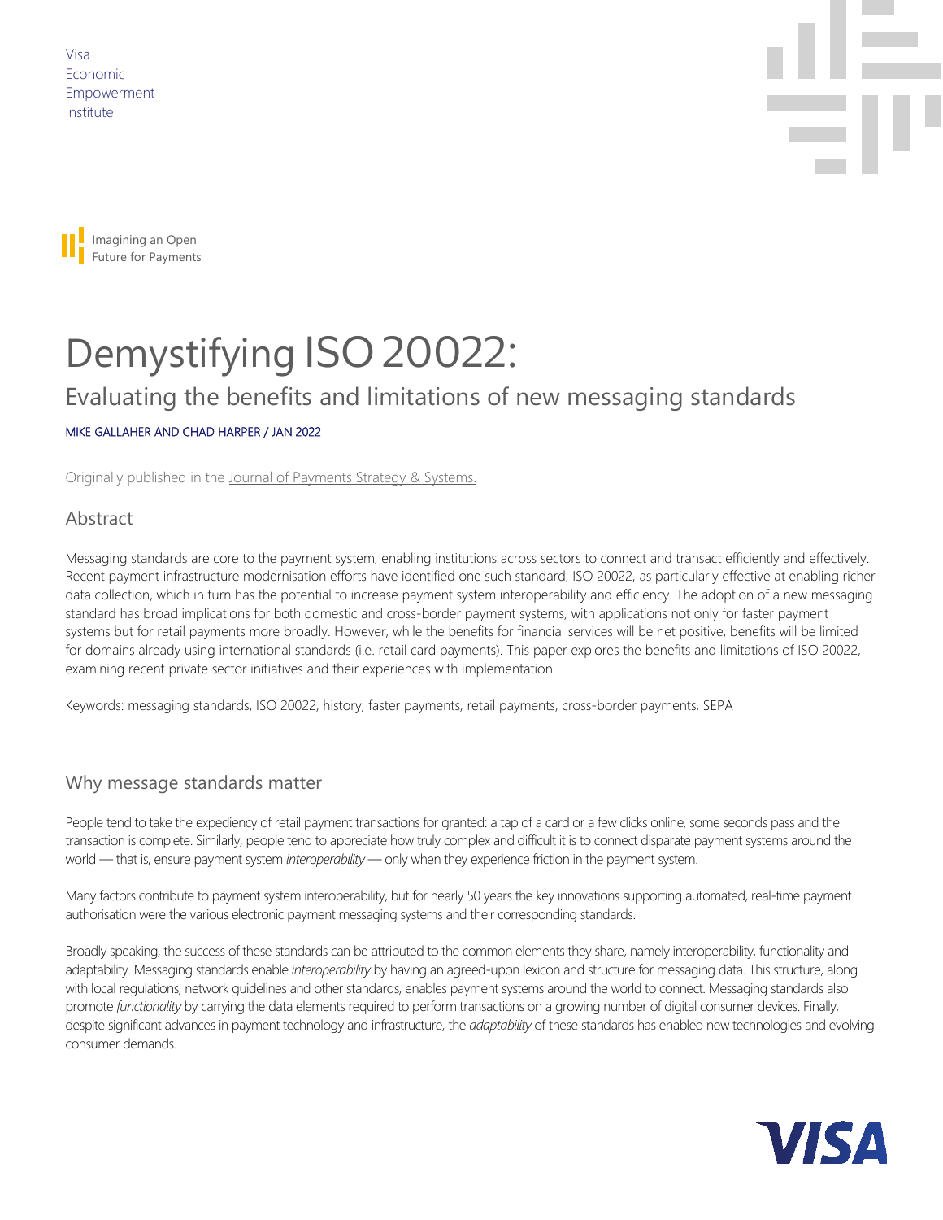Visa
Economic
Empowerment
Institute

Imagining an Open Future for Payments

# Demystifying ISO 20022:

## Evaluating the benefits and limitations of new messaging standards

MIKE GALLAHER AND CHAD HARPER / JAN 2022

Originally published in the Journal of Payments Strategy & Systems.

## Abstract

Messaging standards are core to the payment system, enabling institutions across sectors to connect and transact efficiently and effectively. Recent payment infrastructure modernisation efforts have identified one such standard, ISO 20022, as particularly effective at enabling richer data collection, which in turn has the potential to increase payment system interoperability and efficiency. The adoption of a new messaging standard has broad implications for both domestic and cross-border payment systems, with applications not only for faster payment systems but for retail payments more broadly. However, while the benefits for financial services will be net positive, benefits will be limited for domains already using international standards (i.e. retail card payments). This paper explores the benefits and limitations of ISO 20022, examining recent private sector initiatives and their experiences with implementation.

Keywords: messaging standards, ISO 20022, history, faster payments, retail payments, cross-border payments, SEPA

## Why message standards matter

People tend to take the expediency of retail payment transactions for granted: a tap of a card or a few clicks online, some seconds pass and the transaction is complete. Similarly, people tend to appreciate how truly complex and difficult it is to connect disparate payment systems around the world — that is, ensure payment system *interoperability* — only when they experience friction in the payment system.

Many factors contribute to payment system interoperability, but for nearly 50 years the key innovations supporting automated, real-time payment authorisation were the various electronic payment messaging systems and their corresponding standards.

Broadly speaking, the success of these standards can be attributed to the common elements they share, namely interoperability, functionality and adaptability. Messaging standards enable *interoperability* by having an agreed-upon lexicon and structure for messaging data. This structure, along with local regulations, network guidelines and other standards, enables payment systems around the world to connect. Messaging standards also promote *functionality* by carrying the data elements required to perform transactions on a growing number of digital consumer devices. Finally, despite significant advances in payment technology and infrastructure, the *adaptability* of these standards has enabled new technologies and evolving consumer demands.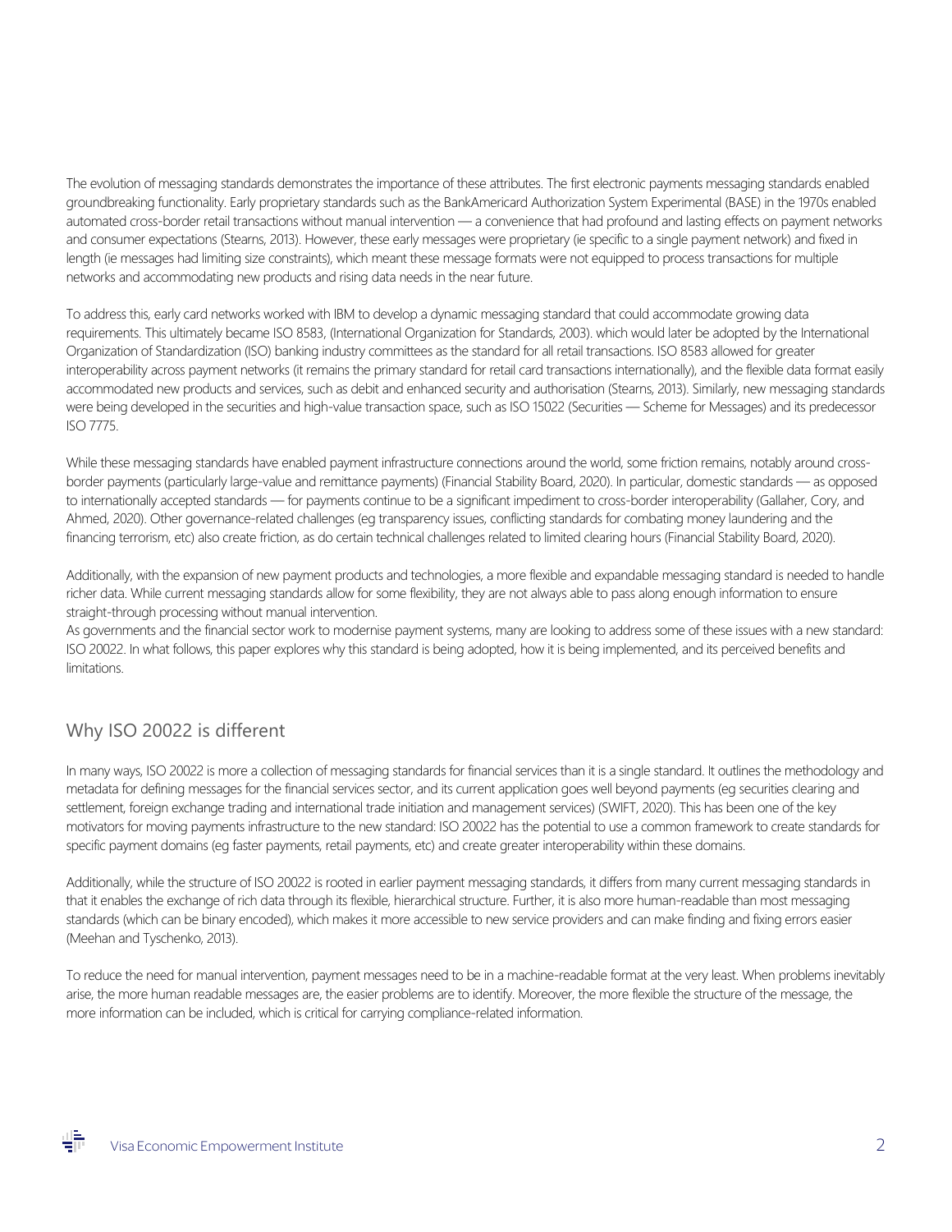The evolution of messaging standards demonstrates the importance of these attributes. The first electronic payments messaging standards enabled groundbreaking functionality. Early proprietary standards such as the BankAmericard Authorization System Experimental (BASE) in the 1970s enabled automated cross-border retail transactions without manual intervention — a convenience that had profound and lasting effects on payment networks and consumer expectations (Stearns, 2013). However, these early messages were proprietary (ie specific to a single payment network) and fixed in length (ie messages had limiting size constraints), which meant these message formats were not equipped to process transactions for multiple networks and accommodating new products and rising data needs in the near future.

To address this, early card networks worked with IBM to develop a dynamic messaging standard that could accommodate growing data requirements. This ultimately became ISO 8583, (International Organization for Standards, 2003). which would later be adopted by the International Organization of Standardization (ISO) banking industry committees as the standard for all retail transactions. ISO 8583 allowed for greater interoperability across payment networks (it remains the primary standard for retail card transactions internationally), and the flexible data format easily accommodated new products and services, such as debit and enhanced security and authorisation (Stearns, 2013). Similarly, new messaging standards were being developed in the securities and high-value transaction space, such as ISO 15022 (Securities — Scheme for Messages) and its predecessor ISO 7775.

While these messaging standards have enabled payment infrastructure connections around the world, some friction remains, notably around cross-border payments (particularly large-value and remittance payments) (Financial Stability Board, 2020). In particular, domestic standards — as opposed to internationally accepted standards — for payments continue to be a significant impediment to cross-border interoperability (Gallaher, Cory, and Ahmed, 2020). Other governance-related challenges (eg transparency issues, conflicting standards for combating money laundering and the financing terrorism, etc) also create friction, as do certain technical challenges related to limited clearing hours (Financial Stability Board, 2020).

Additionally, with the expansion of new payment products and technologies, a more flexible and expandable messaging standard is needed to handle richer data. While current messaging standards allow for some flexibility, they are not always able to pass along enough information to ensure straight-through processing without manual intervention.

As governments and the financial sector work to modernise payment systems, many are looking to address some of these issues with a new standard: ISO 20022. In what follows, this paper explores why this standard is being adopted, how it is being implemented, and its perceived benefits and limitations.

## Why ISO 20022 is different

In many ways, ISO 20022 is more a collection of messaging standards for financial services than it is a single standard. It outlines the methodology and metadata for defining messages for the financial services sector, and its current application goes well beyond payments (eg securities clearing and settlement, foreign exchange trading and international trade initiation and management services) (SWIFT, 2020). This has been one of the key motivators for moving payments infrastructure to the new standard: ISO 20022 has the potential to use a common framework to create standards for specific payment domains (eg faster payments, retail payments, etc) and create greater interoperability within these domains.

Additionally, while the structure of ISO 20022 is rooted in earlier payment messaging standards, it differs from many current messaging standards in that it enables the exchange of rich data through its flexible, hierarchical structure. Further, it is also more human-readable than most messaging standards (which can be binary encoded), which makes it more accessible to new service providers and can make finding and fixing errors easier (Meehan and Tyschenko, 2013).

To reduce the need for manual intervention, payment messages need to be in a machine-readable format at the very least. When problems inevitably arise, the more human readable messages are, the easier problems are to identify. Moreover, the more flexible the structure of the message, the more information can be included, which is critical for carrying compliance-related information.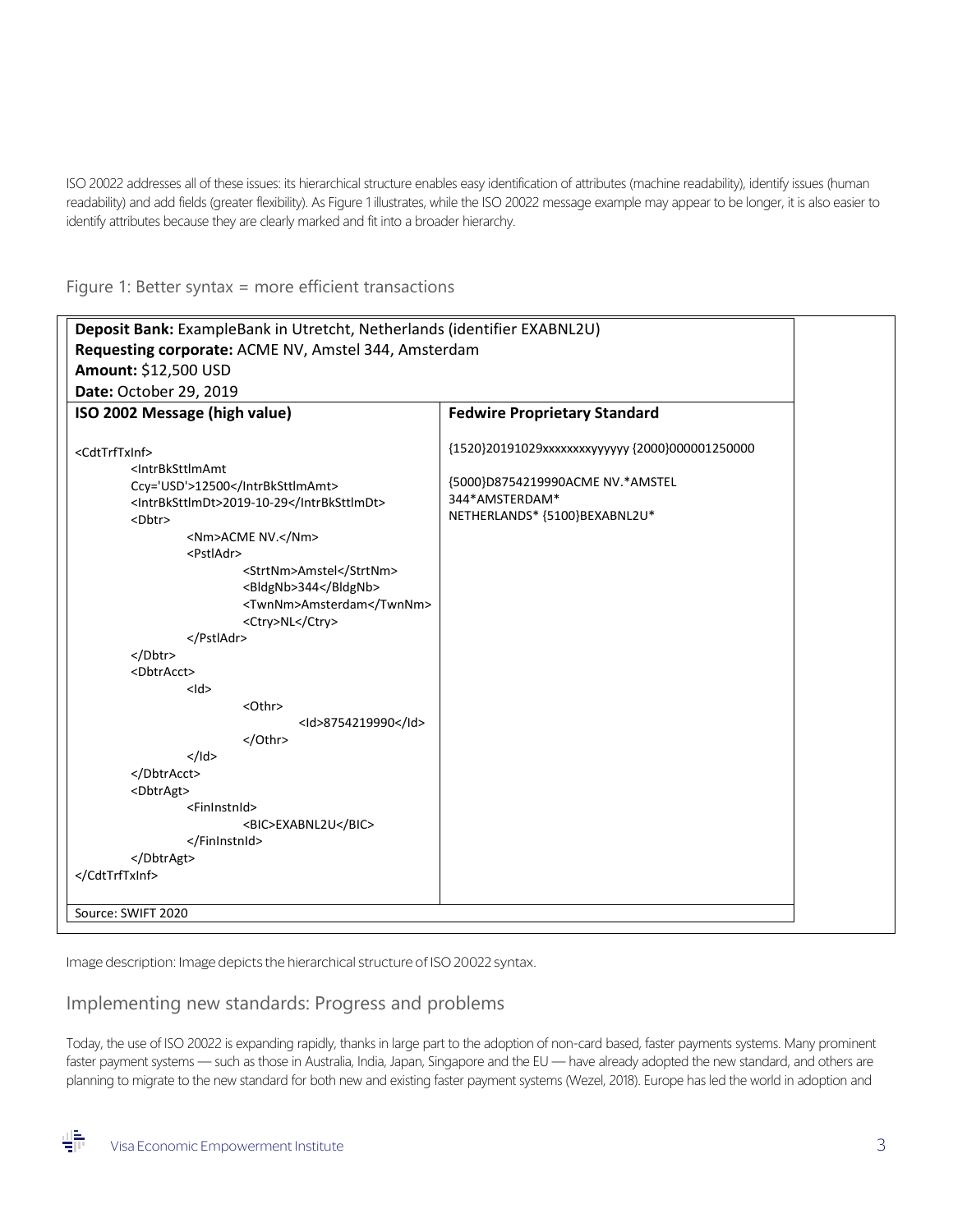ISO 20022 addresses all of these issues: its hierarchical structure enables easy identification of attributes (machine readability), identify issues (human readability) and add fields (greater flexibility). As Figure 1 illustrates, while the ISO 20022 message example may appear to be longer, it is also easier to identify attributes because they are clearly marked and fit into a broader hierarchy.

Figure 1: Better syntax = more efficient transactions

**Deposit Bank:** ExampleBank in Utretcht, Netherlands (identifier EXABNL2U)
**Requesting corporate:** ACME NV, Amstel 344, Amsterdam
**Amount:** $12,500 USD
**Date:** October 29, 2019

**ISO 2002 Message (high value)**

```
<CdtTrfTxInf>
    <IntrBkSttlmAmt
    Ccy='USD'>12500</IntrBkSttlmAmt>
    <IntrBkSttlmDt>2019-10-29</IntrBkSttlmDt>
    <Dbtr>
        <Nm>ACME NV.</Nm>
        <PstlAdr>
            <StrtNm>Amstel</StrtNm>
            <BldgNb>344</BldgNb>
            <TwnNm>Amsterdam</TwnNm>
            <Ctry>NL</Ctry>
        </PstlAdr>
    </Dbtr>
    <DbtrAcct>
        <Id>
            <Othr>
                <Id>8754219990</Id>
            </Othr>
        </Id>
    </DbtrAcct>
    <DbtrAgt>
        <FinInstnId>
            <BIC>EXABNL2U</BIC>
        </FinInstnId>
    </DbtrAgt>
</CdtTrfTxInf>
```

**Fedwire Proprietary Standard**

```
{1520}20191029xxxxxxxxyyyyyy {2000}000001250000

{5000}D8754219990ACME NV.*AMSTEL
344*AMSTERDAM*
NETHERLANDS* {5100}BEXABNL2U*
```

Source: SWIFT 2020

Image description: Image depicts the hierarchical structure of ISO 20022 syntax.

## Implementing new standards: Progress and problems

Today, the use of ISO 20022 is expanding rapidly, thanks in large part to the adoption of non-card based, faster payments systems. Many prominent faster payment systems — such as those in Australia, India, Japan, Singapore and the EU — have already adopted the new standard, and others are planning to migrate to the new standard for both new and existing faster payment systems (Wezel, 2018). Europe has led the world in adoption and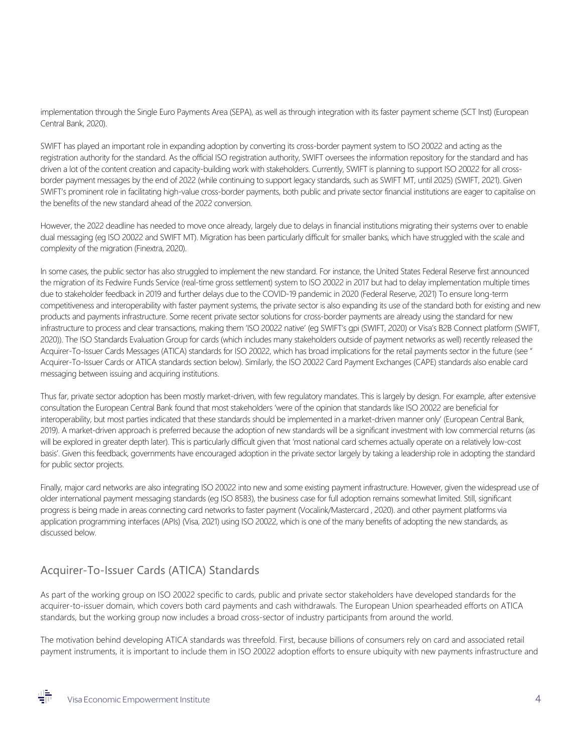implementation through the Single Euro Payments Area (SEPA), as well as through integration with its faster payment scheme (SCT Inst) (European Central Bank, 2020).

SWIFT has played an important role in expanding adoption by converting its cross-border payment system to ISO 20022 and acting as the registration authority for the standard. As the official ISO registration authority, SWIFT oversees the information repository for the standard and has driven a lot of the content creation and capacity-building work with stakeholders. Currently, SWIFT is planning to support ISO 20022 for all cross-border payment messages by the end of 2022 (while continuing to support legacy standards, such as SWIFT MT, until 2025) (SWIFT, 2021). Given SWIFT's prominent role in facilitating high-value cross-border payments, both public and private sector financial institutions are eager to capitalise on the benefits of the new standard ahead of the 2022 conversion.

However, the 2022 deadline has needed to move once already, largely due to delays in financial institutions migrating their systems over to enable dual messaging (eg ISO 20022 and SWIFT MT). Migration has been particularly difficult for smaller banks, which have struggled with the scale and complexity of the migration (Finextra, 2020).

In some cases, the public sector has also struggled to implement the new standard. For instance, the United States Federal Reserve first announced the migration of its Fedwire Funds Service (real-time gross settlement) system to ISO 20022 in 2017 but had to delay implementation multiple times due to stakeholder feedback in 2019 and further delays due to the COVID-19 pandemic in 2020 (Federal Reserve, 2021) To ensure long-term competitiveness and interoperability with faster payment systems, the private sector is also expanding its use of the standard both for existing and new products and payments infrastructure. Some recent private sector solutions for cross-border payments are already using the standard for new infrastructure to process and clear transactions, making them 'ISO 20022 native' (eg SWIFT's gpi (SWIFT, 2020) or Visa's B2B Connect platform (SWIFT, 2020)). The ISO Standards Evaluation Group for cards (which includes many stakeholders outside of payment networks as well) recently released the Acquirer-To-Issuer Cards Messages (ATICA) standards for ISO 20022, which has broad implications for the retail payments sector in the future (see " Acquirer-To-Issuer Cards or ATICA standards section below). Similarly, the ISO 20022 Card Payment Exchanges (CAPE) standards also enable card messaging between issuing and acquiring institutions.

Thus far, private sector adoption has been mostly market-driven, with few regulatory mandates. This is largely by design. For example, after extensive consultation the European Central Bank found that most stakeholders 'were of the opinion that standards like ISO 20022 are beneficial for interoperability, but most parties indicated that these standards should be implemented in a market-driven manner only' (European Central Bank, 2019). A market-driven approach is preferred because the adoption of new standards will be a significant investment with low commercial returns (as will be explored in greater depth later). This is particularly difficult given that 'most national card schemes actually operate on a relatively low-cost basis'. Given this feedback, governments have encouraged adoption in the private sector largely by taking a leadership role in adopting the standard for public sector projects.

Finally, major card networks are also integrating ISO 20022 into new and some existing payment infrastructure. However, given the widespread use of older international payment messaging standards (eg ISO 8583), the business case for full adoption remains somewhat limited. Still, significant progress is being made in areas connecting card networks to faster payment (Vocalink/Mastercard , 2020). and other payment platforms via application programming interfaces (APIs) (Visa, 2021) using ISO 20022, which is one of the many benefits of adopting the new standards, as discussed below.

## Acquirer-To-Issuer Cards (ATICA) Standards

As part of the working group on ISO 20022 specific to cards, public and private sector stakeholders have developed standards for the acquirer-to-issuer domain, which covers both card payments and cash withdrawals. The European Union spearheaded efforts on ATICA standards, but the working group now includes a broad cross-sector of industry participants from around the world.

The motivation behind developing ATICA standards was threefold. First, because billions of consumers rely on card and associated retail payment instruments, it is important to include them in ISO 20022 adoption efforts to ensure ubiquity with new payments infrastructure and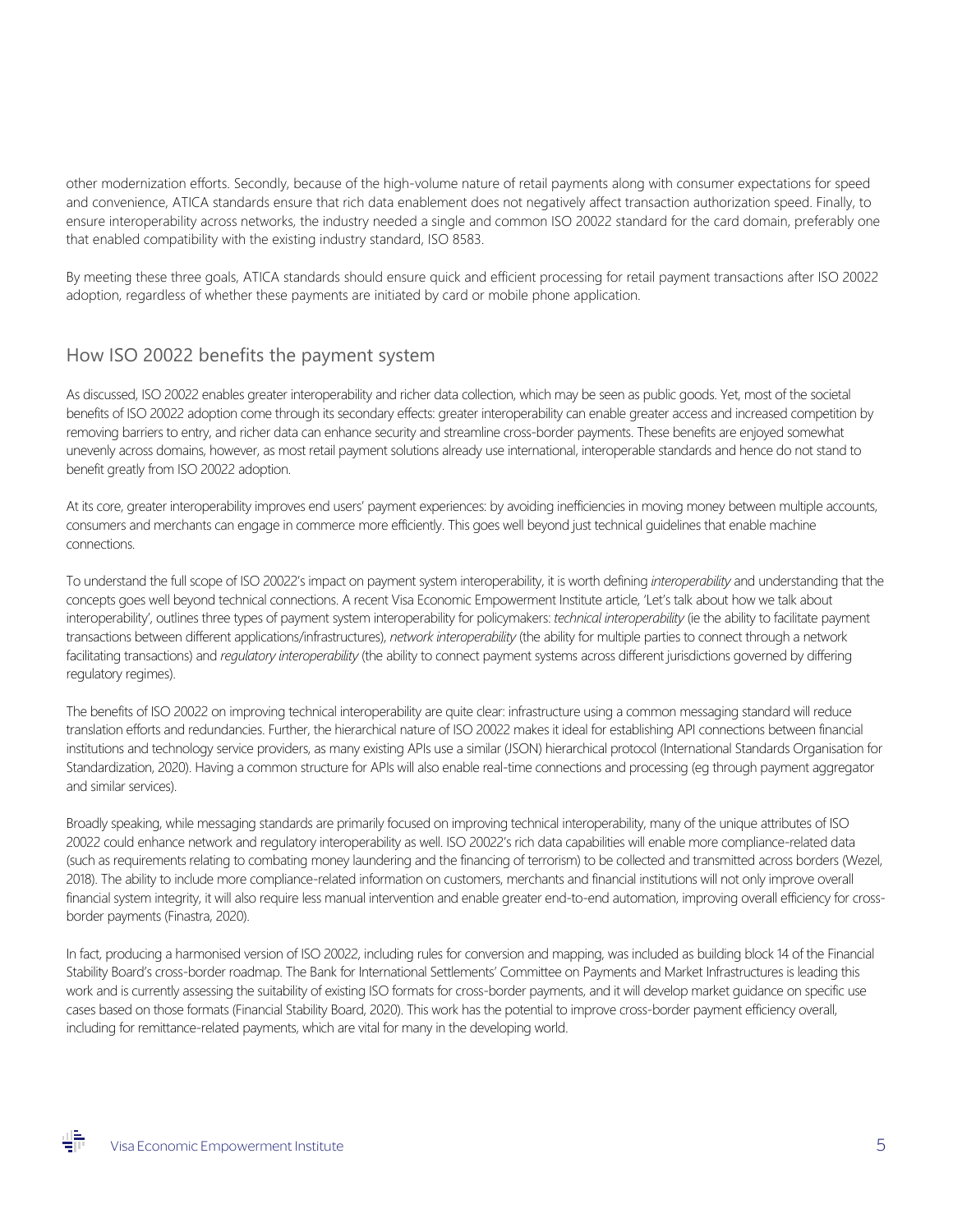other modernization efforts. Secondly, because of the high-volume nature of retail payments along with consumer expectations for speed and convenience, ATICA standards ensure that rich data enablement does not negatively affect transaction authorization speed. Finally, to ensure interoperability across networks, the industry needed a single and common ISO 20022 standard for the card domain, preferably one that enabled compatibility with the existing industry standard, ISO 8583.

By meeting these three goals, ATICA standards should ensure quick and efficient processing for retail payment transactions after ISO 20022 adoption, regardless of whether these payments are initiated by card or mobile phone application.

## How ISO 20022 benefits the payment system

As discussed, ISO 20022 enables greater interoperability and richer data collection, which may be seen as public goods. Yet, most of the societal benefits of ISO 20022 adoption come through its secondary effects: greater interoperability can enable greater access and increased competition by removing barriers to entry, and richer data can enhance security and streamline cross-border payments. These benefits are enjoyed somewhat unevenly across domains, however, as most retail payment solutions already use international, interoperable standards and hence do not stand to benefit greatly from ISO 20022 adoption.

At its core, greater interoperability improves end users' payment experiences: by avoiding inefficiencies in moving money between multiple accounts, consumers and merchants can engage in commerce more efficiently. This goes well beyond just technical guidelines that enable machine connections.

To understand the full scope of ISO 20022's impact on payment system interoperability, it is worth defining *interoperability* and understanding that the concepts goes well beyond technical connections. A recent Visa Economic Empowerment Institute article, 'Let's talk about how we talk about interoperability', outlines three types of payment system interoperability for policymakers: *technical interoperability* (ie the ability to facilitate payment transactions between different applications/infrastructures), *network interoperability* (the ability for multiple parties to connect through a network facilitating transactions) and *regulatory interoperability* (the ability to connect payment systems across different jurisdictions governed by differing regulatory regimes).

The benefits of ISO 20022 on improving technical interoperability are quite clear: infrastructure using a common messaging standard will reduce translation efforts and redundancies. Further, the hierarchical nature of ISO 20022 makes it ideal for establishing API connections between financial institutions and technology service providers, as many existing APIs use a similar (JSON) hierarchical protocol (International Standards Organisation for Standardization, 2020). Having a common structure for APIs will also enable real-time connections and processing (eg through payment aggregator and similar services).

Broadly speaking, while messaging standards are primarily focused on improving technical interoperability, many of the unique attributes of ISO 20022 could enhance network and regulatory interoperability as well. ISO 20022's rich data capabilities will enable more compliance-related data (such as requirements relating to combating money laundering and the financing of terrorism) to be collected and transmitted across borders (Wezel, 2018). The ability to include more compliance-related information on customers, merchants and financial institutions will not only improve overall financial system integrity, it will also require less manual intervention and enable greater end-to-end automation, improving overall efficiency for cross-border payments (Finastra, 2020).

In fact, producing a harmonised version of ISO 20022, including rules for conversion and mapping, was included as building block 14 of the Financial Stability Board's cross-border roadmap. The Bank for International Settlements' Committee on Payments and Market Infrastructures is leading this work and is currently assessing the suitability of existing ISO formats for cross-border payments, and it will develop market guidance on specific use cases based on those formats (Financial Stability Board, 2020). This work has the potential to improve cross-border payment efficiency overall, including for remittance-related payments, which are vital for many in the developing world.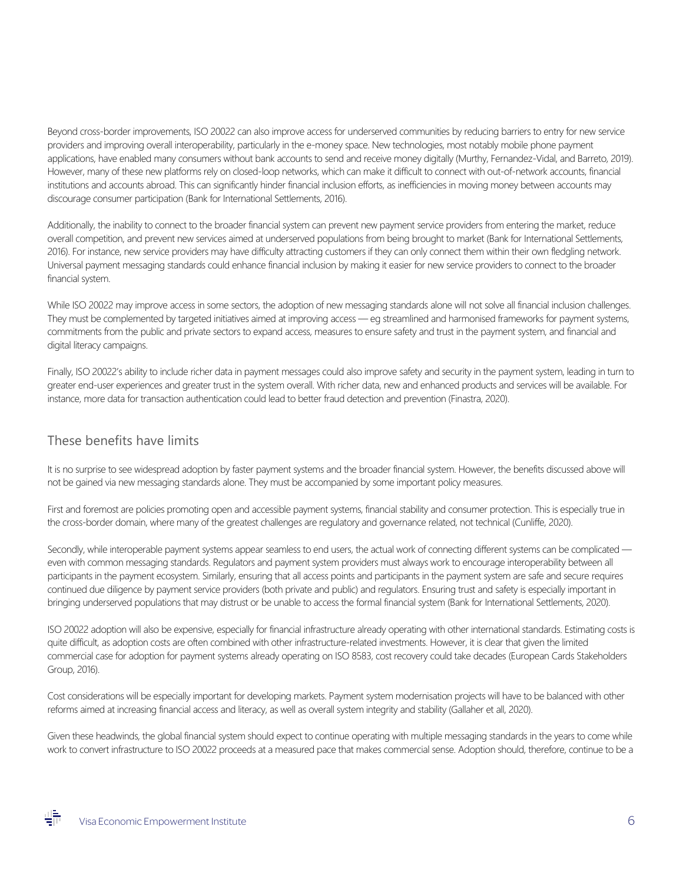Beyond cross-border improvements, ISO 20022 can also improve access for underserved communities by reducing barriers to entry for new service providers and improving overall interoperability, particularly in the e-money space. New technologies, most notably mobile phone payment applications, have enabled many consumers without bank accounts to send and receive money digitally (Murthy, Fernandez-Vidal, and Barreto, 2019). However, many of these new platforms rely on closed-loop networks, which can make it difficult to connect with out-of-network accounts, financial institutions and accounts abroad. This can significantly hinder financial inclusion efforts, as inefficiencies in moving money between accounts may discourage consumer participation (Bank for International Settlements, 2016).

Additionally, the inability to connect to the broader financial system can prevent new payment service providers from entering the market, reduce overall competition, and prevent new services aimed at underserved populations from being brought to market (Bank for International Settlements, 2016). For instance, new service providers may have difficulty attracting customers if they can only connect them within their own fledgling network. Universal payment messaging standards could enhance financial inclusion by making it easier for new service providers to connect to the broader financial system.

While ISO 20022 may improve access in some sectors, the adoption of new messaging standards alone will not solve all financial inclusion challenges. They must be complemented by targeted initiatives aimed at improving access — eg streamlined and harmonised frameworks for payment systems, commitments from the public and private sectors to expand access, measures to ensure safety and trust in the payment system, and financial and digital literacy campaigns.

Finally, ISO 20022's ability to include richer data in payment messages could also improve safety and security in the payment system, leading in turn to greater end-user experiences and greater trust in the system overall. With richer data, new and enhanced products and services will be available. For instance, more data for transaction authentication could lead to better fraud detection and prevention (Finastra, 2020).

## These benefits have limits

It is no surprise to see widespread adoption by faster payment systems and the broader financial system. However, the benefits discussed above will not be gained via new messaging standards alone. They must be accompanied by some important policy measures.

First and foremost are policies promoting open and accessible payment systems, financial stability and consumer protection. This is especially true in the cross-border domain, where many of the greatest challenges are regulatory and governance related, not technical (Cunliffe, 2020).

Secondly, while interoperable payment systems appear seamless to end users, the actual work of connecting different systems can be complicated — even with common messaging standards. Regulators and payment system providers must always work to encourage interoperability between all participants in the payment ecosystem. Similarly, ensuring that all access points and participants in the payment system are safe and secure requires continued due diligence by payment service providers (both private and public) and regulators. Ensuring trust and safety is especially important in bringing underserved populations that may distrust or be unable to access the formal financial system (Bank for International Settlements, 2020).

ISO 20022 adoption will also be expensive, especially for financial infrastructure already operating with other international standards. Estimating costs is quite difficult, as adoption costs are often combined with other infrastructure-related investments. However, it is clear that given the limited commercial case for adoption for payment systems already operating on ISO 8583, cost recovery could take decades (European Cards Stakeholders Group, 2016).

Cost considerations will be especially important for developing markets. Payment system modernisation projects will have to be balanced with other reforms aimed at increasing financial access and literacy, as well as overall system integrity and stability (Gallaher et all, 2020).

Given these headwinds, the global financial system should expect to continue operating with multiple messaging standards in the years to come while work to convert infrastructure to ISO 20022 proceeds at a measured pace that makes commercial sense. Adoption should, therefore, continue to be a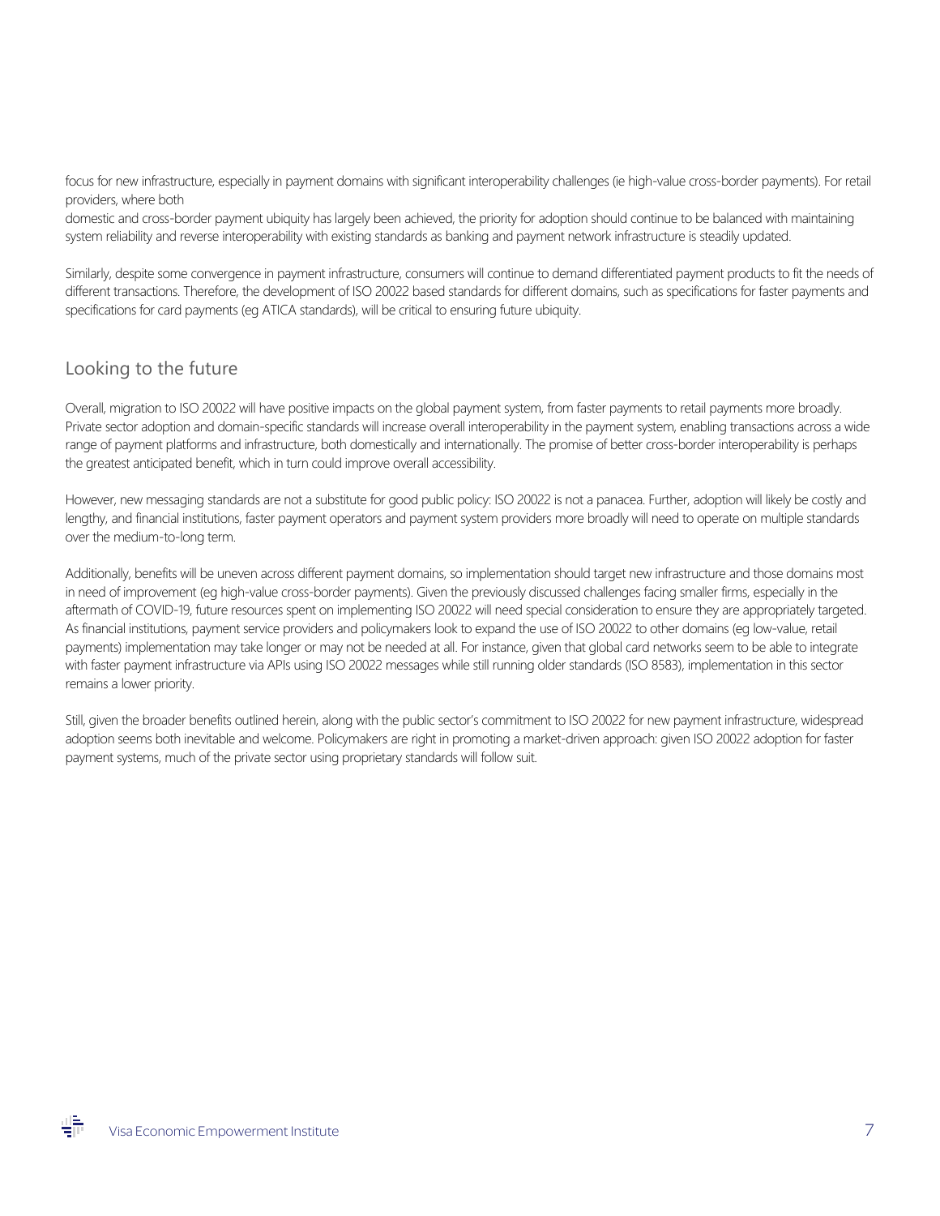focus for new infrastructure, especially in payment domains with significant interoperability challenges (ie high-value cross-border payments). For retail providers, where both domestic and cross-border payment ubiquity has largely been achieved, the priority for adoption should continue to be balanced with maintaining system reliability and reverse interoperability with existing standards as banking and payment network infrastructure is steadily updated.

Similarly, despite some convergence in payment infrastructure, consumers will continue to demand differentiated payment products to fit the needs of different transactions. Therefore, the development of ISO 20022 based standards for different domains, such as specifications for faster payments and specifications for card payments (eg ATICA standards), will be critical to ensuring future ubiquity.

## Looking to the future

Overall, migration to ISO 20022 will have positive impacts on the global payment system, from faster payments to retail payments more broadly. Private sector adoption and domain-specific standards will increase overall interoperability in the payment system, enabling transactions across a wide range of payment platforms and infrastructure, both domestically and internationally. The promise of better cross-border interoperability is perhaps the greatest anticipated benefit, which in turn could improve overall accessibility.

However, new messaging standards are not a substitute for good public policy: ISO 20022 is not a panacea. Further, adoption will likely be costly and lengthy, and financial institutions, faster payment operators and payment system providers more broadly will need to operate on multiple standards over the medium-to-long term.

Additionally, benefits will be uneven across different payment domains, so implementation should target new infrastructure and those domains most in need of improvement (eg high-value cross-border payments). Given the previously discussed challenges facing smaller firms, especially in the aftermath of COVID-19, future resources spent on implementing ISO 20022 will need special consideration to ensure they are appropriately targeted. As financial institutions, payment service providers and policymakers look to expand the use of ISO 20022 to other domains (eg low-value, retail payments) implementation may take longer or may not be needed at all. For instance, given that global card networks seem to be able to integrate with faster payment infrastructure via APIs using ISO 20022 messages while still running older standards (ISO 8583), implementation in this sector remains a lower priority.

Still, given the broader benefits outlined herein, along with the public sector's commitment to ISO 20022 for new payment infrastructure, widespread adoption seems both inevitable and welcome. Policymakers are right in promoting a market-driven approach: given ISO 20022 adoption for faster payment systems, much of the private sector using proprietary standards will follow suit.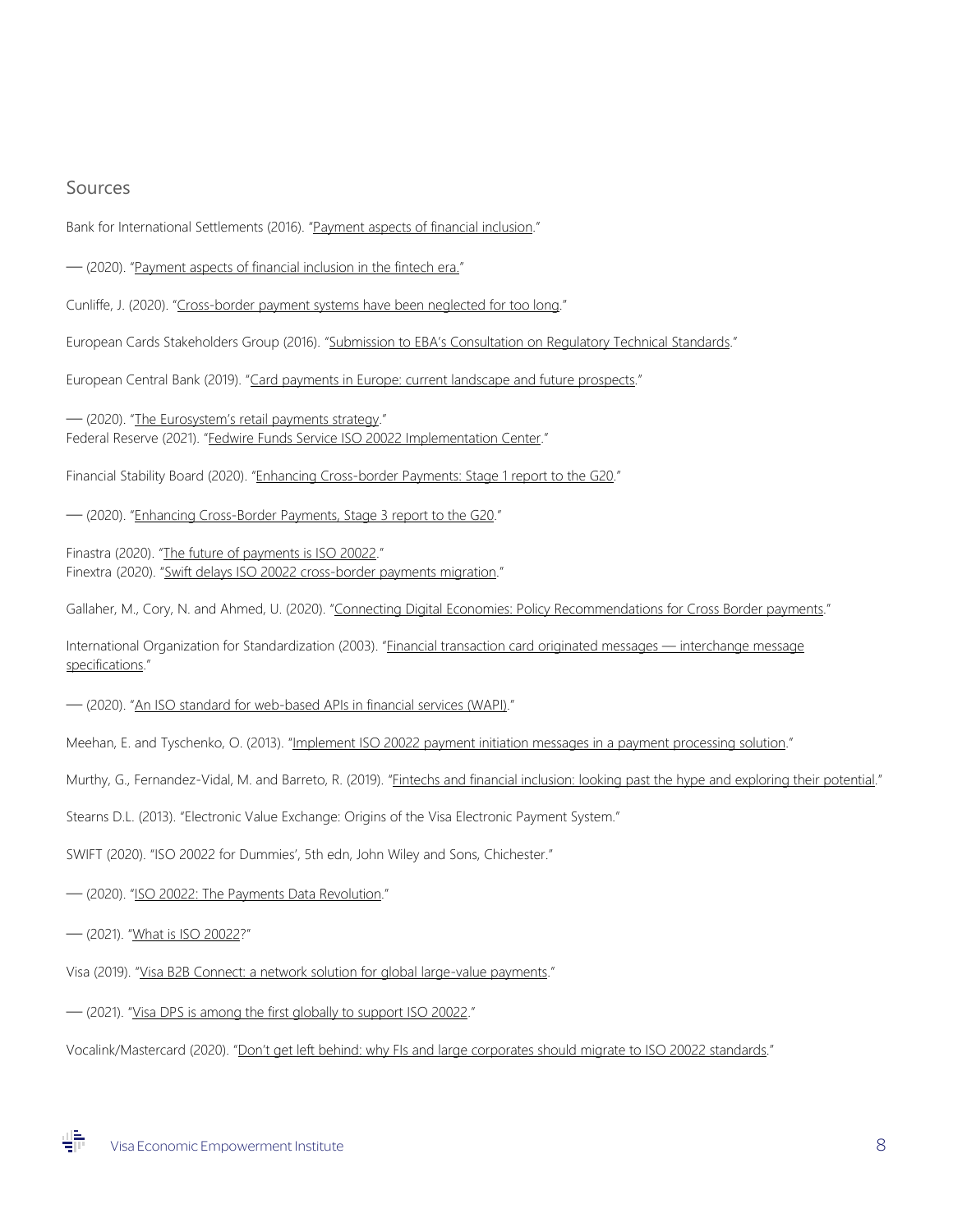## Sources

Bank for International Settlements (2016). "Payment aspects of financial inclusion."

— (2020). "Payment aspects of financial inclusion in the fintech era."

Cunliffe, J. (2020). "Cross-border payment systems have been neglected for too long."

European Cards Stakeholders Group (2016). "Submission to EBA's Consultation on Regulatory Technical Standards."

European Central Bank (2019). "Card payments in Europe: current landscape and future prospects."

— (2020). "The Eurosystem's retail payments strategy."

Federal Reserve (2021). "Fedwire Funds Service ISO 20022 Implementation Center."

Financial Stability Board (2020). "Enhancing Cross-border Payments: Stage 1 report to the G20."

— (2020). "Enhancing Cross-Border Payments, Stage 3 report to the G20."

Finastra (2020). "The future of payments is ISO 20022."

Finextra (2020). "Swift delays ISO 20022 cross-border payments migration."

Gallaher, M., Cory, N. and Ahmed, U. (2020). "Connecting Digital Economies: Policy Recommendations for Cross Border payments."

International Organization for Standardization (2003). "Financial transaction card originated messages — interchange message specifications."

— (2020). "An ISO standard for web-based APIs in financial services (WAPI)."

Meehan, E. and Tyschenko, O. (2013). "Implement ISO 20022 payment initiation messages in a payment processing solution."

Murthy, G., Fernandez-Vidal, M. and Barreto, R. (2019). "Fintechs and financial inclusion: looking past the hype and exploring their potential."

Stearns D.L. (2013). "Electronic Value Exchange: Origins of the Visa Electronic Payment System."

SWIFT (2020). "ISO 20022 for Dummies', 5th edn, John Wiley and Sons, Chichester."

— (2020). "ISO 20022: The Payments Data Revolution."

— (2021). "What is ISO 20022?"

Visa (2019). "Visa B2B Connect: a network solution for global large-value payments."

— (2021). "Visa DPS is among the first globally to support ISO 20022."

Vocalink/Mastercard (2020). "Don't get left behind: why FIs and large corporates should migrate to ISO 20022 standards."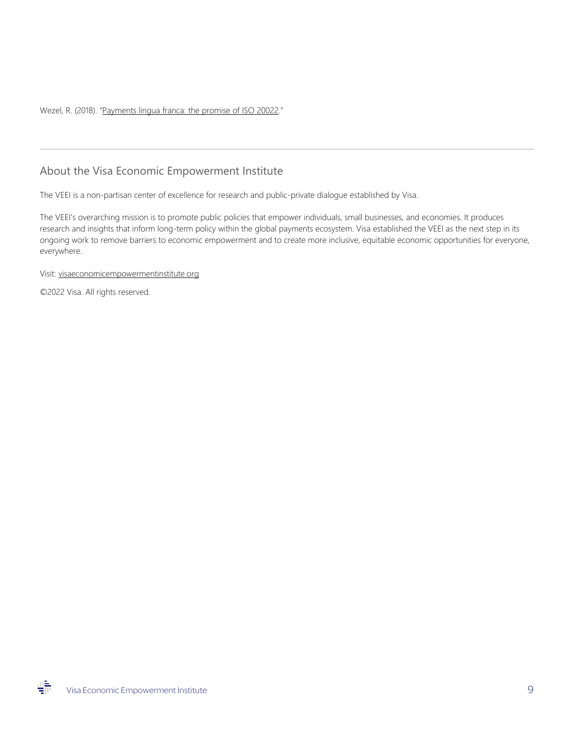Wezel, R. (2018). "Payments lingua franca: the promise of ISO 20022."

---

## About the Visa Economic Empowerment Institute

The VEEI is a non-partisan center of excellence for research and public-private dialogue established by Visa.

The VEEI's overarching mission is to promote public policies that empower individuals, small businesses, and economies. It produces research and insights that inform long-term policy within the global payments ecosystem. Visa established the VEEI as the next step in its ongoing work to remove barriers to economic empowerment and to create more inclusive, equitable economic opportunities for everyone, everywhere.

Visit: visaeconomicempowermentinstitute.org

©2022 Visa. All rights reserved.